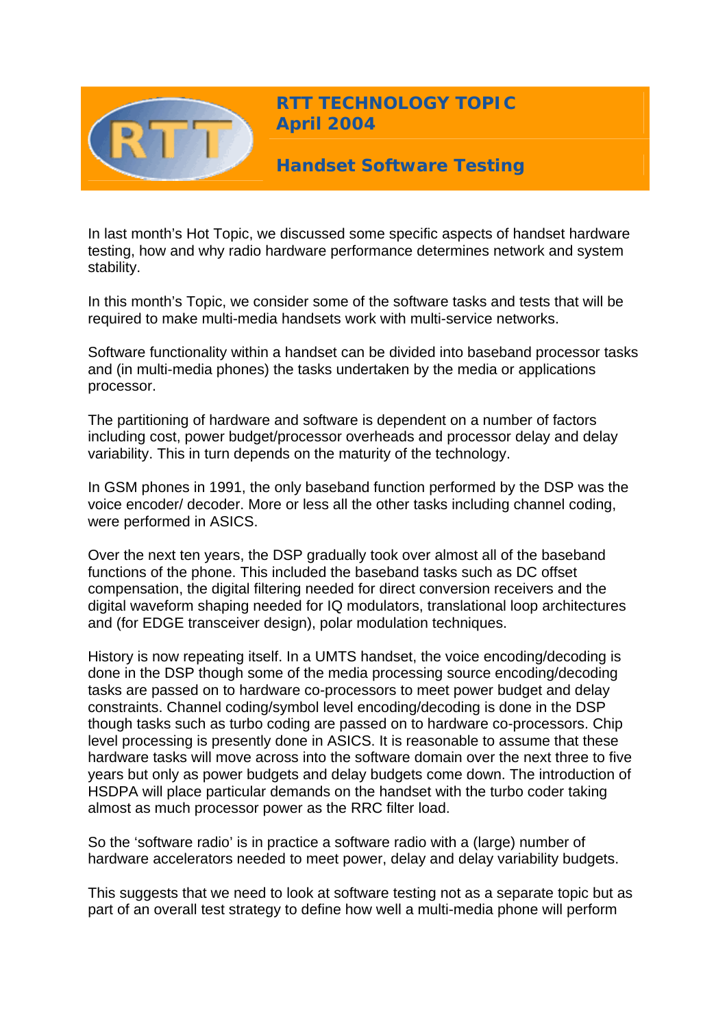# RTT TECHNOLOGY TOPIC
# April 2004

## Handset Software Testing

In last month's Hot Topic, we discussed some specific aspects of handset hardware testing, how and why radio hardware performance determines network and system stability.

In this month's Topic, we consider some of the software tasks and tests that will be required to make multi-media handsets work with multi-service networks.

Software functionality within a handset can be divided into baseband processor tasks and (in multi-media phones) the tasks undertaken by the media or applications processor.

The partitioning of hardware and software is dependent on a number of factors including cost, power budget/processor overheads and processor delay and delay variability. This in turn depends on the maturity of the technology.

In GSM phones in 1991, the only baseband function performed by the DSP was the voice encoder/ decoder. More or less all the other tasks including channel coding, were performed in ASICS.

Over the next ten years, the DSP gradually took over almost all of the baseband functions of the phone. This included the baseband tasks such as DC offset compensation, the digital filtering needed for direct conversion receivers and the digital waveform shaping needed for IQ modulators, translational loop architectures and (for EDGE transceiver design), polar modulation techniques.

History is now repeating itself. In a UMTS handset, the voice encoding/decoding is done in the DSP though some of the media processing source encoding/decoding tasks are passed on to hardware co-processors to meet power budget and delay constraints. Channel coding/symbol level encoding/decoding is done in the DSP though tasks such as turbo coding are passed on to hardware co-processors. Chip level processing is presently done in ASICS. It is reasonable to assume that these hardware tasks will move across into the software domain over the next three to five years but only as power budgets and delay budgets come down. The introduction of HSDPA will place particular demands on the handset with the turbo coder taking almost as much processor power as the RRC filter load.

So the 'software radio' is in practice a software radio with a (large) number of hardware accelerators needed to meet power, delay and delay variability budgets.

This suggests that we need to look at software testing not as a separate topic but as part of an overall test strategy to define how well a multi-media phone will perform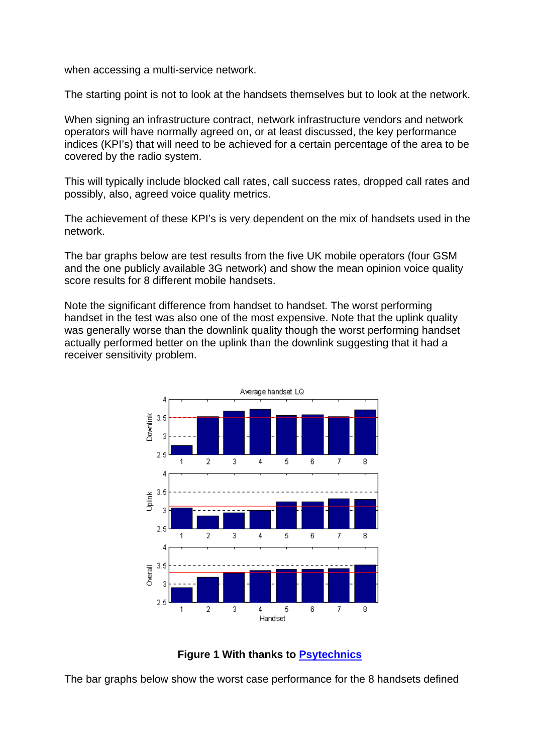when accessing a multi-service network.

The starting point is not to look at the handsets themselves but to look at the network.

When signing an infrastructure contract, network infrastructure vendors and network operators will have normally agreed on, or at least discussed, the key performance indices (KPI's) that will need to be achieved for a certain percentage of the area to be covered by the radio system.

This will typically include blocked call rates, call success rates, dropped call rates and possibly, also, agreed voice quality metrics.

The achievement of these KPI's is very dependent on the mix of handsets used in the network.

The bar graphs below are test results from the five UK mobile operators (four GSM and the one publicly available 3G network) and show the mean opinion voice quality score results for 8 different mobile handsets.

Note the significant difference from handset to handset. The worst performing handset in the test was also one of the most expensive. Note that the uplink quality was generally worse than the downlink quality though the worst performing handset actually performed better on the uplink than the downlink suggesting that it had a receiver sensitivity problem.

**Figure 1 With thanks to [Psytechnics](Psytechnics)**

The bar graphs below show the worst case performance for the 8 handsets defined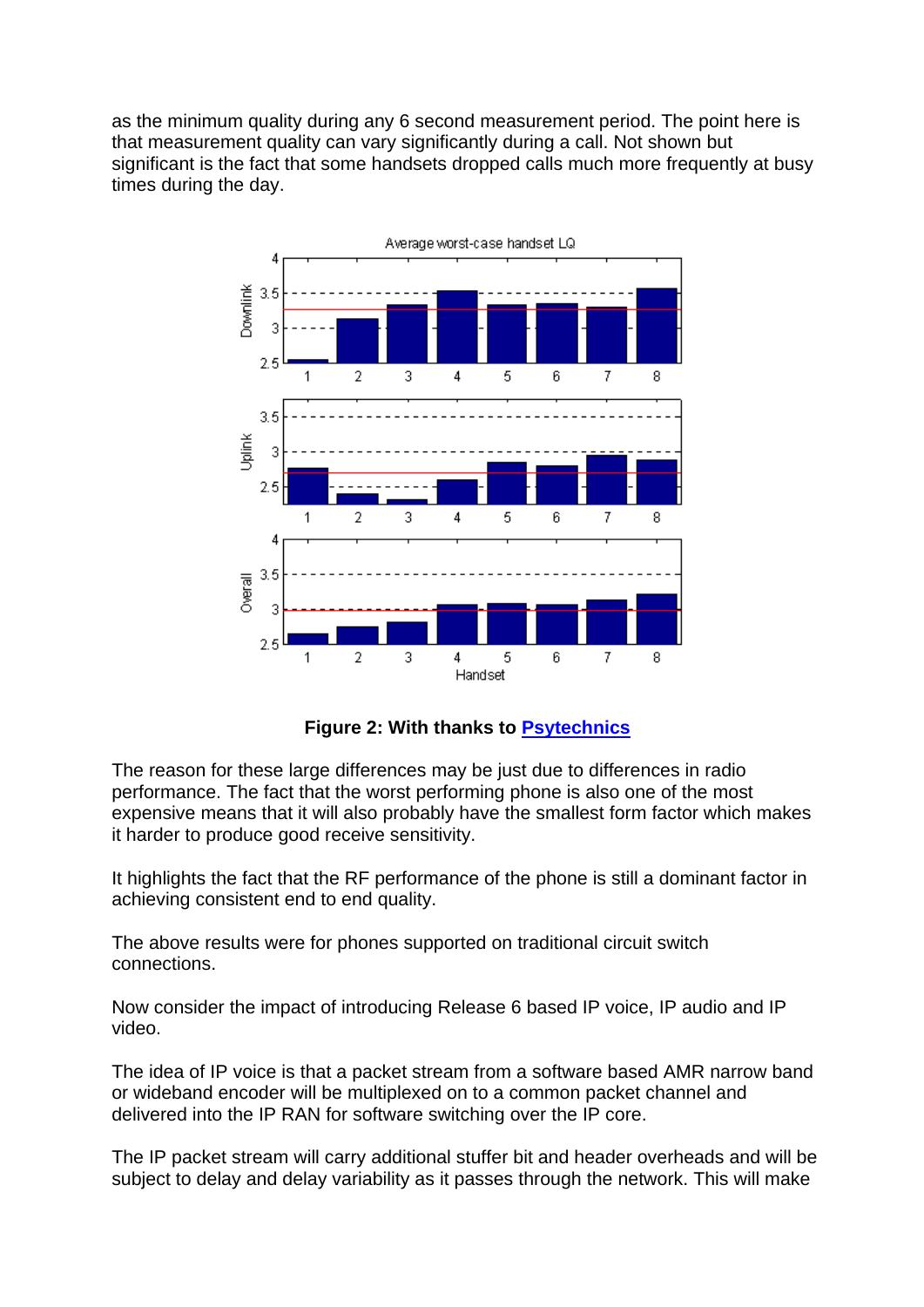as the minimum quality during any 6 second measurement period. The point here is that measurement quality can vary significantly during a call. Not shown but significant is the fact that some handsets dropped calls much more frequently at busy times during the day.

**Figure 2: With thanks to Psytechnics**

The reason for these large differences may be just due to differences in radio performance. The fact that the worst performing phone is also one of the most expensive means that it will also probably have the smallest form factor which makes it harder to produce good receive sensitivity.

It highlights the fact that the RF performance of the phone is still a dominant factor in achieving consistent end to end quality.

The above results were for phones supported on traditional circuit switch connections.

Now consider the impact of introducing Release 6 based IP voice, IP audio and IP video.

The idea of IP voice is that a packet stream from a software based AMR narrow band or wideband encoder will be multiplexed on to a common packet channel and delivered into the IP RAN for software switching over the IP core.

The IP packet stream will carry additional stuffer bit and header overheads and will be subject to delay and delay variability as it passes through the network. This will make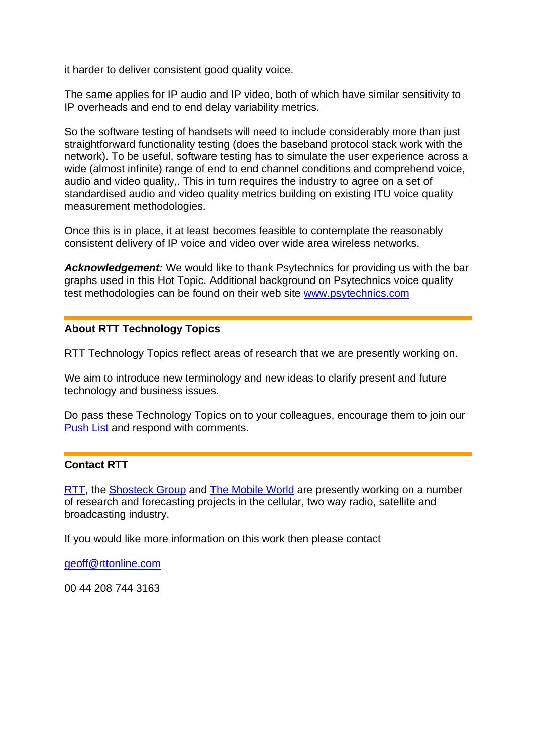it harder to deliver consistent good quality voice.

The same applies for IP audio and IP video, both of which have similar sensitivity to IP overheads and end to end delay variability metrics.

So the software testing of handsets will need to include considerably more than just straightforward functionality testing (does the baseband protocol stack work with the network). To be useful, software testing has to simulate the user experience across a wide (almost infinite) range of end to end channel conditions and comprehend voice, audio and video quality,. This in turn requires the industry to agree on a set of standardised audio and video quality metrics building on existing ITU voice quality measurement methodologies.

Once this is in place, it at least becomes feasible to contemplate the reasonably consistent delivery of IP voice and video over wide area wireless networks.

***Acknowledgement:*** We would like to thank Psytechnics for providing us with the bar graphs used in this Hot Topic. Additional background on Psytechnics voice quality test methodologies can be found on their web site [www.psytechnics.com](http://www.psytechnics.com)

---

### About RTT Technology Topics

RTT Technology Topics reflect areas of research that we are presently working on.

We aim to introduce new terminology and new ideas to clarify present and future technology and business issues.

Do pass these Technology Topics on to your colleagues, encourage them to join our Push List and respond with comments.

---

### Contact RTT

RTT, the Shosteck Group and The Mobile World are presently working on a number of research and forecasting projects in the cellular, two way radio, satellite and broadcasting industry.

If you would like more information on this work then please contact

geoff@rttonline.com

00 44 208 744 3163